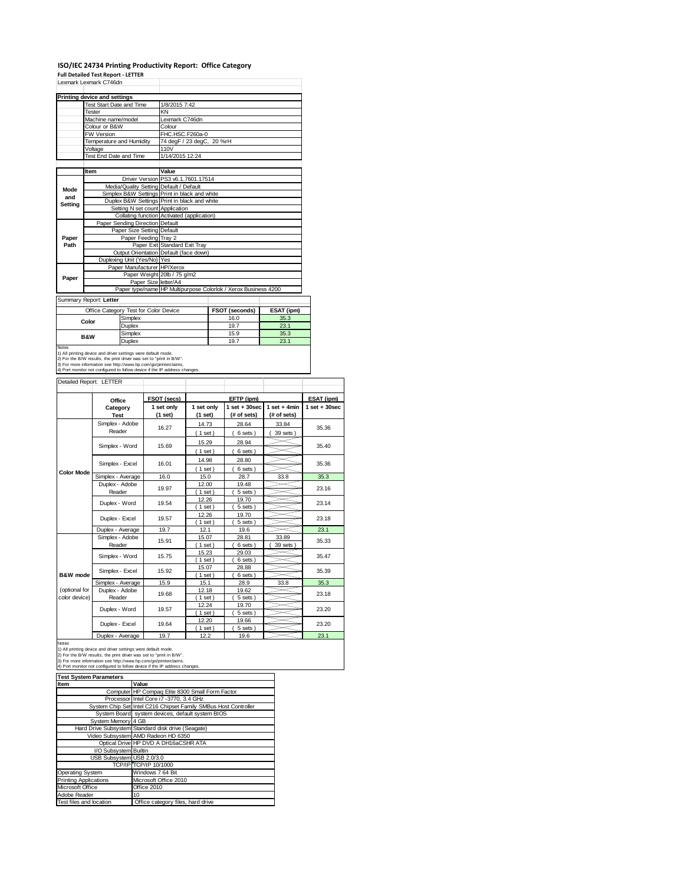# ISO/IEC 24734 Printing Productivity Report: Office Category

**Full Detailed Test Report - LETTER**

Lexmark Lexmark C746dn

| Printing device and settings | |
|---|---|
| Test Start Date and Time | 1/8/2015 7:42 |
| Tester | KN |
| Machine name/model | Lexmark C746dn |
| Colour or B&W | Colour |
| FW Version | FHC.HSC.F260a-0 |
| Temperature and Humidity | 74 degF / 23 degC, 20 %rH |
| Voltage | 110V |
| Test End Date and Time | 1/14/2015 12:24 |

| | Item | Value |
|---|---|---|
| Mode and Setting | Driver Version | PS3 v6.1.7601.17514 |
| | Media/Quality Setting | Default / Default |
| | Simplex B&W Settings | Print in black and white |
| | Duplex B&W Settings | Print in black and white |
| | Setting N set count | Application |
| | Collating function | Activated (application) |
| Paper Path | Paper Sending Direction | Default |
| | Paper Size Setting | Default |
| | Paper Feeding | Tray 2 |
| | Paper Exit | Standard Exit Tray |
| | Output Orientation | Default (face down) |
| | Duplexing Unit (Yes/No) | Yes |
| Paper | Paper Manufacturer | HP/Xerox |
| | Paper Weight | 20lb / 75 g/m2 |
| | Paper Size | letter/A4 |
| | Paper type/name | HP Multipurpose Colorlok / Xerox Business 4200 |

Summary Report: **Letter**

| Office Category Test for Color Device | | FSOT (seconds) | ESAT (ipm) |
|---|---|---|---|
| Color | Simplex | 16.0 | 35.3 |
| | Duplex | 19.7 | 23.1 |
| B&W | Simplex | 15.9 | 35.3 |
| | Duplex | 19.7 | 23.1 |

Notes
1) All printing device and driver settings were default mode.
2) For the B/W results, the print driver was set to "print in B/W".
3) For more information see http://www.hp.com/go/printerclaims.
4) Port monitor not configured to follow device if the IP address changes.

Detailed Report: LETTER

| | Office Category Test | FSOT (secs) 1 set only (1 set) | EFTP (ipm) 1 set only (1 set) | EFTP (ipm) 1 set + 30sec (# of sets) | EFTP (ipm) 1 set + 4min (# of sets) | ESAT (ipm) 1 set + 30sec |
|---|---|---|---|---|---|---|
| Color Mode | Simplex - Adobe Reader | 16.27 | 14.73 (1 set) | 28.64 (6 sets) | 33.84 (39 sets) | 35.36 |
| | Simplex - Word | 15.69 | 15.29 (1 set) | 28.94 (6 sets) | | 35.40 |
| | Simplex - Excel | 16.01 | 14.98 (1 set) | 28.80 (6 sets) | | 35.36 |
| | Simplex - Average | 16.0 | 15.0 | 28.7 | 33.8 | 35.3 |
| | Duplex - Adobe Reader | 19.97 | 12.00 (1 set) | 19.48 (5 sets) | | 23.16 |
| | Duplex - Word | 19.54 | 12.26 (1 set) | 19.70 (5 sets) | | 23.14 |
| | Duplex - Excel | 19.57 | 12.26 (1 set) | 19.70 (5 sets) | | 23.18 |
| | Duplex - Average | 19.7 | 12.1 | 19.6 | | 23.1 |
| B&W mode (optional for color device) | Simplex - Adobe Reader | 15.91 | 15.07 (1 set) | 28.81 (6 sets) | 33.89 (39 sets) | 35.33 |
| | Simplex - Word | 15.75 | 15.23 (1 set) | 29.03 (6 sets) | | 35.47 |
| | Simplex - Excel | 15.92 | 15.07 (1 set) | 28.88 (6 sets) | | 35.39 |
| | Simplex - Average | 15.9 | 15.1 | 28.9 | 33.8 | 35.3 |
| | Duplex - Adobe Reader | 19.68 | 12.18 (1 set) | 19.62 (5 sets) | | 23.18 |
| | Duplex - Word | 19.57 | 12.24 (1 set) | 19.70 (5 sets) | | 23.20 |
| | Duplex - Excel | 19.64 | 12.20 (1 set) | 19.66 (5 sets) | | 23.20 |
| | Duplex - Average | 19.7 | 12.2 | 19.6 | | 23.1 |

Notes
1) All printing device and driver settings were default mode.
2) For the B/W results, the print driver was set to "print in B/W".
3) For more information see http://www.hp.com/go/printerclaims.
4) Port monitor not configured to follow device if the IP address changes.

| Test System Parameters | |
|---|---|
| **Item** | **Value** |
| Computer | HP Compaq Elite 8300 Small Form Factor |
| Processor | Intel Core i7 -3770, 3.4 GHz |
| System Chip Set | Intel C216 Chipset Family SMBus Host Controller |
| System Board | system devices, default system BIOS |
| System Memory | 4 GB |
| Hard Drive Subsystem | Standard disk drive (Seagate) |
| Video Subsystem | AMD Radeon HD 6350 |
| Optical Drive | HP DVD A DH16aCSHR ATA |
| I/O Subsystem | Builtin |
| USB Subsystem | USB 2.0/3.0 |
| TCP/IP | TCP/IP 10/1000 |
| Operating System | Windows 7 64 Bit |
| Printing Applications | Microsoft Office 2010 |
| Microsoft Office | Office 2010 |
| Adobe Reader | 10 |
| Test files and location | Office category files, hard drive |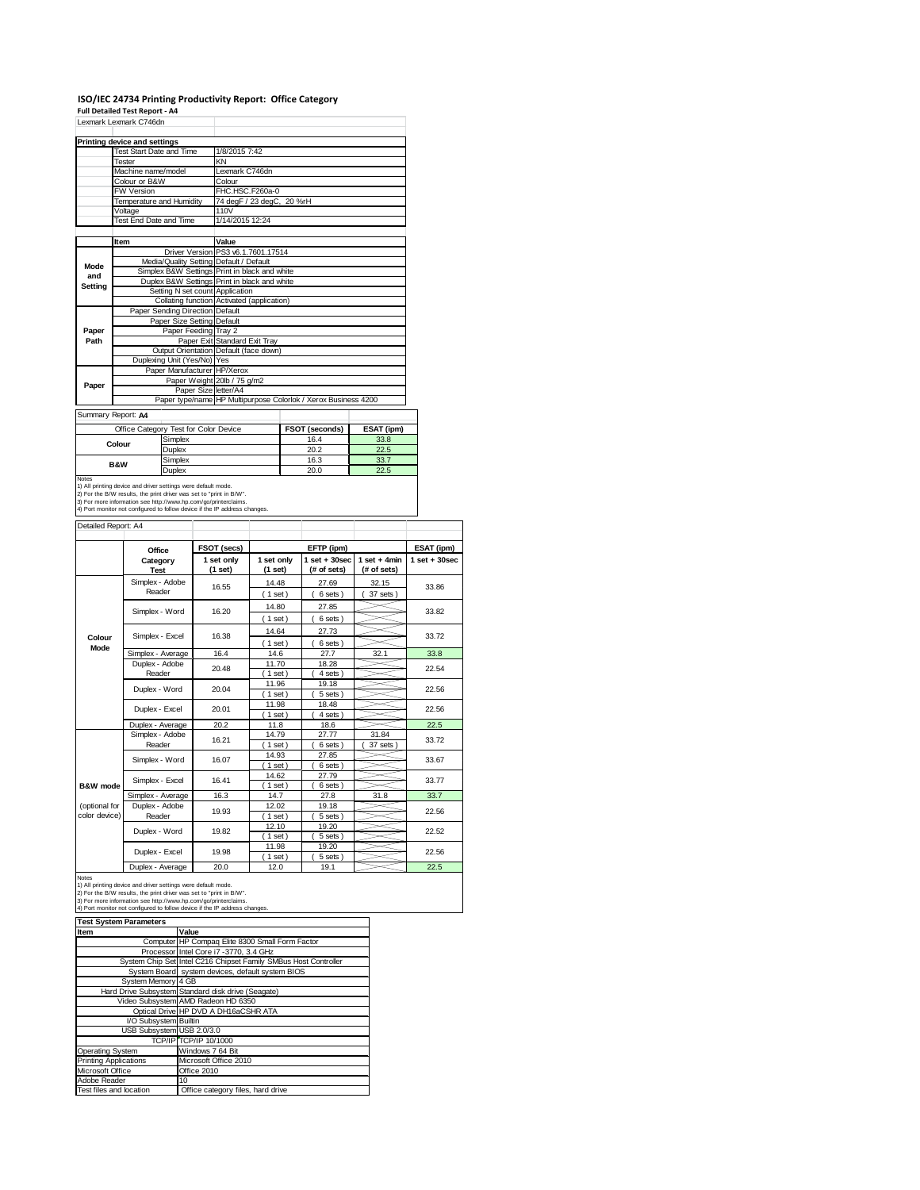# ISO/IEC 24734 Printing Productivity Report: Office Category

**Full Detailed Test Report - A4**

Lexmark Lexmark C746dn

| Printing device and settings | |
|---|---|
| Test Start Date and Time | 1/8/2015 7:42 |
| Tester | KN |
| Machine name/model | Lexmark C746dn |
| Colour or B&W | Colour |
| FW Version | FHC.HSC.F260a-0 |
| Temperature and Humidity | 74 degF / 23 degC, 20 %rH |
| Voltage | 110V |
| Test End Date and Time | 1/14/2015 12:24 |

| | Item | Value |
|---|---|---|
| Mode and Setting | Driver Version | PS3 v6.1.7601.17514 |
| | Media/Quality Setting | Default / Default |
| | Simplex B&W Settings | Print in black and white |
| | Duplex B&W Settings | Print in black and white |
| | Setting N set count | Application |
| | Collating function | Activated (application) |
| Paper Path | Paper Sending Direction | Default |
| | Paper Size Setting | Default |
| | Paper Feeding | Tray 2 |
| | Paper Exit | Standard Exit Tray |
| | Output Orientation | Default (face down) |
| | Duplexing Unit (Yes/No) | Yes |
| Paper | Paper Manufacturer | HP/Xerox |
| | Paper Weight | 20lb / 75 g/m2 |
| | Paper Size | letter/A4 |
| | Paper type/name | HP Multipurpose Colorlok / Xerox Business 4200 |

Summary Report: **A4**

| Office Category Test for Color Device | | FSOT (seconds) | ESAT (ipm) |
|---|---|---|---|
| Colour | Simplex | 16.4 | 33.8 |
| | Duplex | 20.2 | 22.5 |
| B&W | Simplex | 16.3 | 33.7 |
| | Duplex | 20.0 | 22.5 |

Notes
1) All printing device and driver settings were default mode.
2) For the B/W results, the print driver was set to "print in B/W".
3) For more information see http://www.hp.com/go/printerclaims.
4) Port monitor not configured to follow device if the IP address changes.

Detailed Report: A4

| | Office Category Test | FSOT (secs) 1 set only (1 set) | EFTP (ipm) 1 set only (1 set) | EFTP (ipm) 1 set + 30sec (# of sets) | EFTP (ipm) 1 set + 4min (# of sets) | ESAT (ipm) 1 set + 30sec |
|---|---|---|---|---|---|---|
| Colour Mode | Simplex - Adobe Reader | 16.55 | 14.48 (1 set) | 27.69 (6 sets) | 32.15 (37 sets) | 33.86 |
| | Simplex - Word | 16.20 | 14.80 (1 set) | 27.85 (6 sets) | | 33.82 |
| | Simplex - Excel | 16.38 | 14.64 (1 set) | 27.73 (6 sets) | | 33.72 |
| | Simplex - Average | 16.4 | 14.6 | 27.7 | 32.1 | 33.8 |
| | Duplex - Adobe Reader | 20.48 | 11.70 (1 set) | 18.28 (4 sets) | | 22.54 |
| | Duplex - Word | 20.04 | 11.96 (1 set) | 19.18 (5 sets) | | 22.56 |
| | Duplex - Excel | 20.01 | 11.98 (1 set) | 18.48 (4 sets) | | 22.56 |
| | Duplex - Average | 20.2 | 11.8 | 18.6 | | 22.5 |
| B&W mode (optional for color device) | Simplex - Adobe Reader | 16.21 | 14.79 (1 set) | 27.77 (6 sets) | 31.84 (37 sets) | 33.72 |
| | Simplex - Word | 16.07 | 14.93 (1 set) | 27.85 (6 sets) | | 33.67 |
| | Simplex - Excel | 16.41 | 14.62 (1 set) | 27.79 (6 sets) | | 33.77 |
| | Simplex - Average | 16.3 | 14.7 | 27.8 | 31.8 | 33.7 |
| | Duplex - Adobe Reader | 19.93 | 12.02 (1 set) | 19.18 (5 sets) | | 22.56 |
| | Duplex - Word | 19.82 | 12.10 (1 set) | 19.20 (5 sets) | | 22.52 |
| | Duplex - Excel | 19.98 | 11.98 (1 set) | 19.20 (5 sets) | | 22.56 |
| | Duplex - Average | 20.0 | 12.0 | 19.1 | | 22.5 |

Notes
1) All printing device and driver settings were default mode.
2) For the B/W results, the print driver was set to "print in B/W".
3) For more information see http://www.hp.com/go/printerclaims.
4) Port monitor not configured to follow device if the IP address changes.

| Test System Parameters | |
|---|---|
| Item | Value |
| Computer | HP Compaq Elite 8300 Small Form Factor |
| Processor | Intel Core i7 -3770, 3.4 GHz |
| System Chip Set | Intel C216 Chipset Family SMBus Host Controller |
| System Board | system devices, default system BIOS |
| System Memory | 4 GB |
| Hard Drive Subsystem | Standard disk drive (Seagate) |
| Video Subsystem | AMD Radeon HD 6350 |
| Optical Drive | HP DVD A DH16aCSHR ATA |
| I/O Subsystem | Builtin |
| USB Subsystem | USB 2.0/3.0 |
| TCP/IP | TCP/IP 10/1000 |
| Operating System | Windows 7 64 Bit |
| Printing Applications | Microsoft Office 2010 |
| Microsoft Office | Office 2010 |
| Adobe Reader | 10 |
| Test files and location | Office category files, hard drive |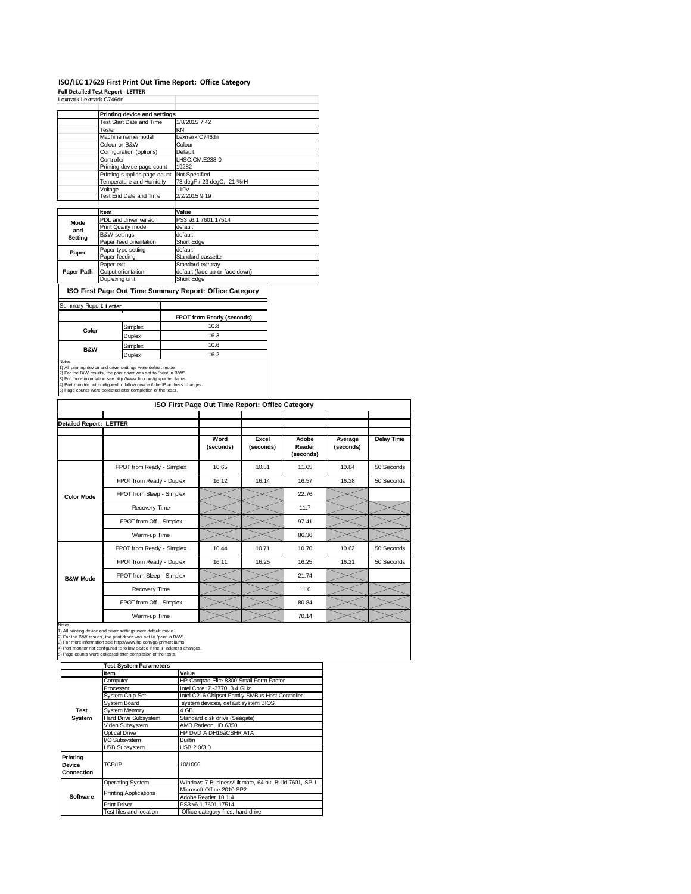# ISO/IEC 17629 First Print Out Time Report: Office Category

**Full Detailed Test Report - LETTER**

Lexmark Lexmark C746dn

| | Printing device and settings | |
|---|---|---|
| | Test Start Date and Time | 1/8/2015 7:42 |
| | Tester | KN |
| | Machine name/model | Lexmark C746dn |
| | Colour or B&W | Colour |
| | Configuration (options) | Default |
| | Controller | LHSC.CM.E238-0 |
| | Printing device page count | 19282 |
| | Printing supplies page count | Not Specified |
| | Temperature and Humidity | 73 degF / 23 degC, 21 %rH |
| | Voltage | 110V |
| | Test End Date and Time | 2/2/2015 9:19 |

| | Item | Value |
|---|---|---|
| Mode and Setting | PDL and driver version | PS3 v6.1.7601.17514 |
| | Print Quality mode | default |
| | B&W settings | default |
| | Paper feed orientation | Short Edge |
| Paper | Paper type setting | default |
| | Paper feeding | Standard cassette |
| Paper Path | Paper exit | Standard exit tray |
| | Output orientation | default (face up or face down) |
| | Duplexing unit | Short Edge |

## ISO First Page Out Time Summary Report: Office Category

Summary Report: **Letter**

| | | FPOT from Ready (seconds) |
|---|---|---|
| Color | Simplex | 10.8 |
| | Duplex | 16.3 |
| B&W | Simplex | 10.6 |
| | Duplex | 16.2 |

Notes
1) All printing device and driver settings were default mode.
2) For the B/W results, the print driver was set to "print in B/W".
3) For more information see http://www.hp.com/go/printerclaims.
4) Port monitor not configured to follow device if the IP address changes.
5) Page counts were collected after completion of the tests.

## ISO First Page Out Time Report: Office Category

**Detailed Report: LETTER**

| | | Word (seconds) | Excel (seconds) | Adobe Reader (seconds) | Average (seconds) | Delay Time |
|---|---|---|---|---|---|---|
| Color Mode | FPOT from Ready - Simplex | 10.65 | 10.81 | 11.05 | 10.84 | 50 Seconds |
| | FPOT from Ready - Duplex | 16.12 | 16.14 | 16.57 | 16.28 | 50 Seconds |
| | FPOT from Sleep - Simplex | | | 22.76 | | |
| | Recovery Time | | | 11.7 | | |
| | FPOT from Off - Simplex | | | 97.41 | | |
| | Warm-up Time | | | 86.36 | | |
| B&W Mode | FPOT from Ready - Simplex | 10.44 | 10.71 | 10.70 | 10.62 | 50 Seconds |
| | FPOT from Ready - Duplex | 16.11 | 16.25 | 16.25 | 16.21 | 50 Seconds |
| | FPOT from Sleep - Simplex | | | 21.74 | | |
| | Recovery Time | | | 11.0 | | |
| | FPOT from Off - Simplex | | | 80.84 | | |
| | Warm-up Time | | | 70.14 | | |

Notes
1) All printing device and driver settings were default mode.
2) For the B/W results, the print driver was set to "print in B/W".
3) For more information see http://www.hp.com/go/printerclaims.
4) Port monitor not configured to follow device if the IP address changes.
5) Page counts were collected after completion of the tests.

| | Test System Parameters | |
|---|---|---|
| | Item | Value |
| Test System | Computer | HP Compaq Elite 8300 Small Form Factor |
| | Processor | Intel Core i7 -3770, 3.4 GHz |
| | System Chip Set | Intel C216 Chipset Family SMBus Host Controller |
| | System Board | system devices, default system BIOS |
| | System Memory | 4 GB |
| | Hard Drive Subsystem | Standard disk drive (Seagate) |
| | Video Subsystem | AMD Radeon HD 6350 |
| | Optical Drive | HP DVD A DH16aCSHR ATA |
| | I/O Subsystem | Builtin |
| | USB Subsystem | USB 2.0/3.0 |
| Printing Device Connection | TCP/IP | 10/1000 |
| Software | Operating System | Windows 7 Business/Ultimate, 64 bit, Build 7601, SP 1 |
| | Printing Applications | Microsoft Office 2010 SP2 |
| | | Adobe Reader 10.1.4 |
| | Print Driver | PS3 v6.1.7601.17514 |
| | Test files and location | Office category files, hard drive |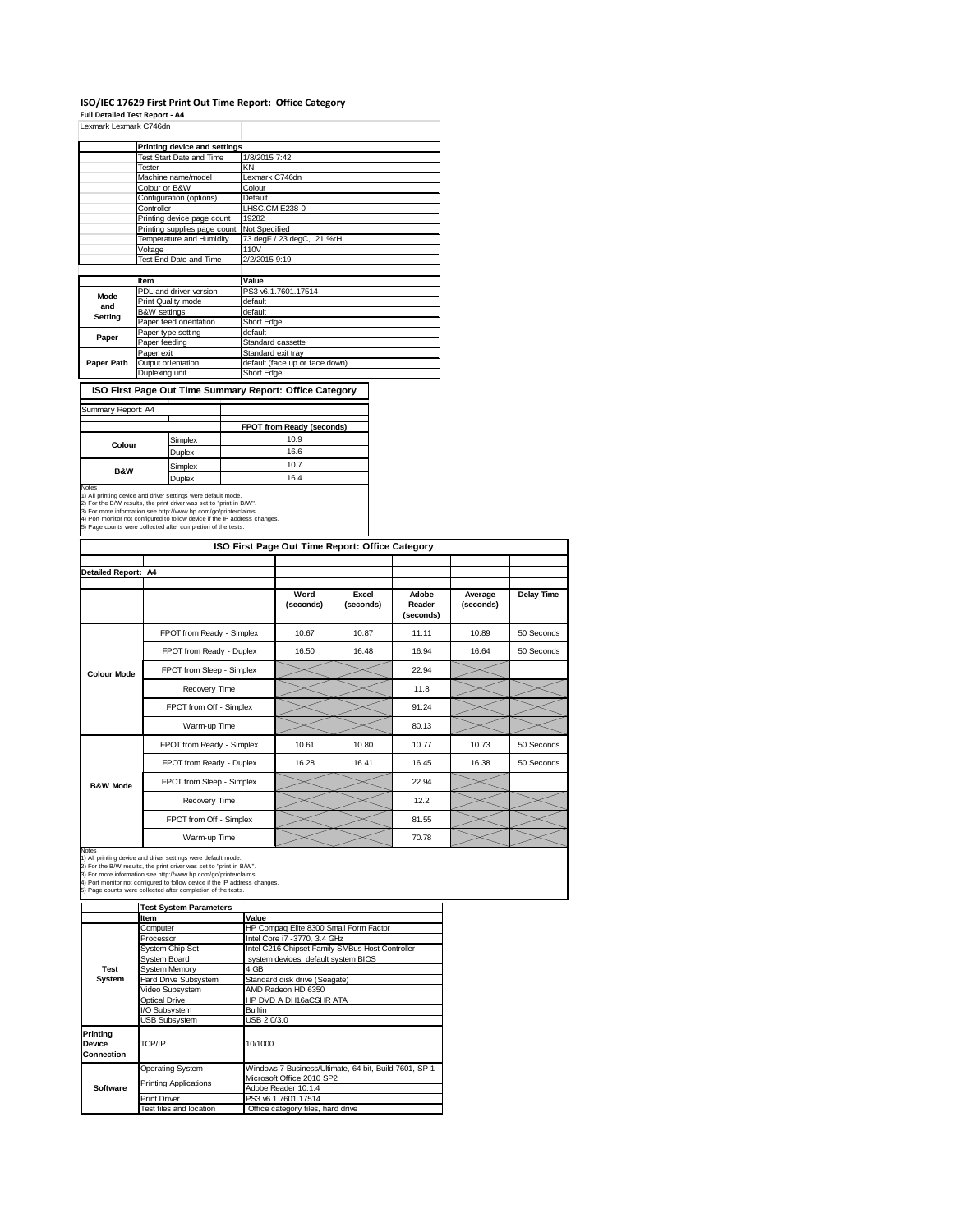# ISO/IEC 17629 First Print Out Time Report: Office Category

**Full Detailed Test Report - A4**

Lexmark Lexmark C746dn

| | | |
|---|---|---|
| | **Printing device and settings** | |
| | Test Start Date and Time | 1/8/2015 7:42 |
| | Tester | KN |
| | Machine name/model | Lexmark C746dn |
| | Colour or B&W | Colour |
| | Configuration (options) | Default |
| | Controller | LHSC.CM.E238-0 |
| | Printing device page count | 19282 |
| | Printing supplies page count | Not Specified |
| | Temperature and Humidity | 73 degF / 23 degC, 21 %rH |
| | Voltage | 110V |
| | Test End Date and Time | 2/2/2015 9:19 |

| | Item | Value |
|---|---|---|
| Mode and Setting | PDL and driver version | PS3 v6.1.7601.17514 |
| | Print Quality mode | default |
| | B&W settings | default |
| | Paper feed orientation | Short Edge |
| Paper | Paper type setting | default |
| | Paper feeding | Standard cassette |
| Paper Path | Paper exit | Standard exit tray |
| | Output orientation | default (face up or face down) |
| | Duplexing unit | Short Edge |

## ISO First Page Out Time Summary Report: Office Category

Summary Report: A4

| | | FPOT from Ready (seconds) |
|---|---|---|
| Colour | Simplex | 10.9 |
| | Duplex | 16.6 |
| B&W | Simplex | 10.7 |
| | Duplex | 16.4 |

Notes
1) All printing device and driver settings were default mode.
2) For the B/W results, the print driver was set to "print in B/W".
3) For more information see http://www.hp.com/go/printerclaims.
4) Port monitor not configured to follow device if the IP address changes.
5) Page counts were collected after completion of the tests.

## ISO First Page Out Time Report: Office Category

Detailed Report: A4

| | | Word (seconds) | Excel (seconds) | Adobe Reader (seconds) | Average (seconds) | Delay Time |
|---|---|---|---|---|---|---|
| Colour Mode | FPOT from Ready - Simplex | 10.67 | 10.87 | 11.11 | 10.89 | 50 Seconds |
| | FPOT from Ready - Duplex | 16.50 | 16.48 | 16.94 | 16.64 | 50 Seconds |
| | FPOT from Sleep - Simplex | | | 22.94 | | |
| | Recovery Time | | | 11.8 | | |
| | FPOT from Off - Simplex | | | 91.24 | | |
| | Warm-up Time | | | 80.13 | | |
| B&W Mode | FPOT from Ready - Simplex | 10.61 | 10.80 | 10.77 | 10.73 | 50 Seconds |
| | FPOT from Ready - Duplex | 16.28 | 16.41 | 16.45 | 16.38 | 50 Seconds |
| | FPOT from Sleep - Simplex | | | 22.94 | | |
| | Recovery Time | | | 12.2 | | |
| | FPOT from Off - Simplex | | | 81.55 | | |
| | Warm-up Time | | | 70.78 | | |

Notes
1) All printing device and driver settings were default mode.
2) For the B/W results, the print driver was set to "print in B/W".
3) For more information see http://www.hp.com/go/printerclaims.
4) Port monitor not configured to follow device if the IP address changes.
5) Page counts were collected after completion of the tests.

| | **Test System Parameters** | |
|---|---|---|
| | Item | Value |
| Test System | Computer | HP Compaq Elite 8300 Small Form Factor |
| | Processor | Intel Core i7 -3770, 3.4 GHz |
| | System Chip Set | Intel C216 Chipset Family SMBus Host Controller |
| | System Board | system devices, default system BIOS |
| | System Memory | 4 GB |
| | Hard Drive Subsystem | Standard disk drive (Seagate) |
| | Video Subsystem | AMD Radeon HD 6350 |
| | Optical Drive | HP DVD A DH16aCSHR ATA |
| | I/O Subsystem | Builtin |
| | USB Subsystem | USB 2.0/3.0 |
| Printing Device Connection | TCP/IP | 10/1000 |
| Software | Operating System | Windows 7 Business/Ultimate, 64 bit, Build 7601, SP 1 |
| | Printing Applications | Microsoft Office 2010 SP2 |
| | | Adobe Reader 10.1.4 |
| | Print Driver | PS3 v6.1.7601.17514 |
| | Test files and location | Office category files, hard drive |